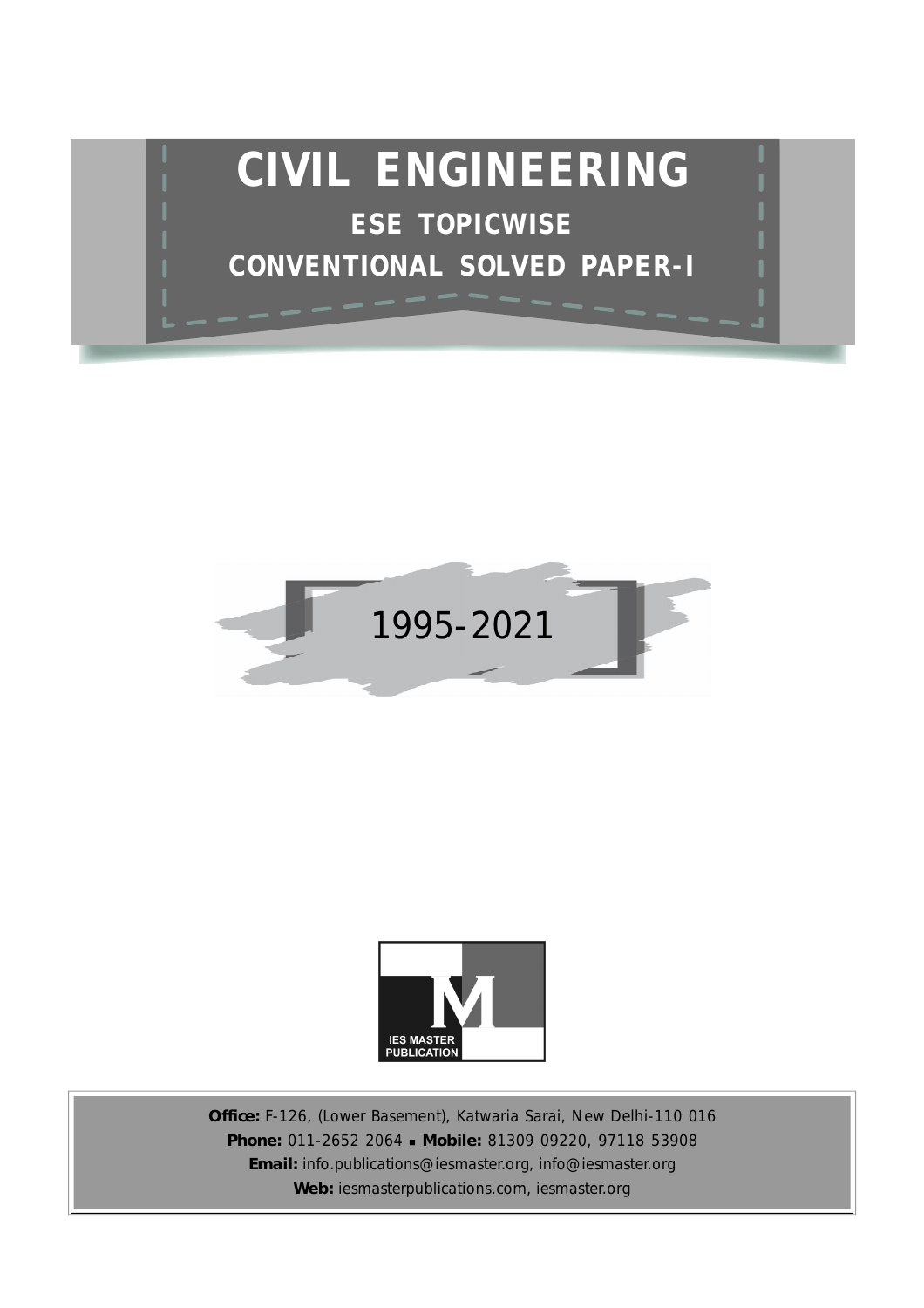# CIVIL ENGINEERING

## ESE TOPICWISE

## CONVENTIONAL SOLVED PAPER-I

1995-2021

IES MASTER PUBLICATION

**Office:** F-126, (Lower Basement), Katwaria Sarai, New Delhi-110 016

**Phone:** 011-2652 2064 ■ **Mobile:** 81309 09220, 97118 53908

**Email:** info.publications@iesmaster.org, info@iesmaster.org

**Web:** iesmasterpublications.com, iesmaster.org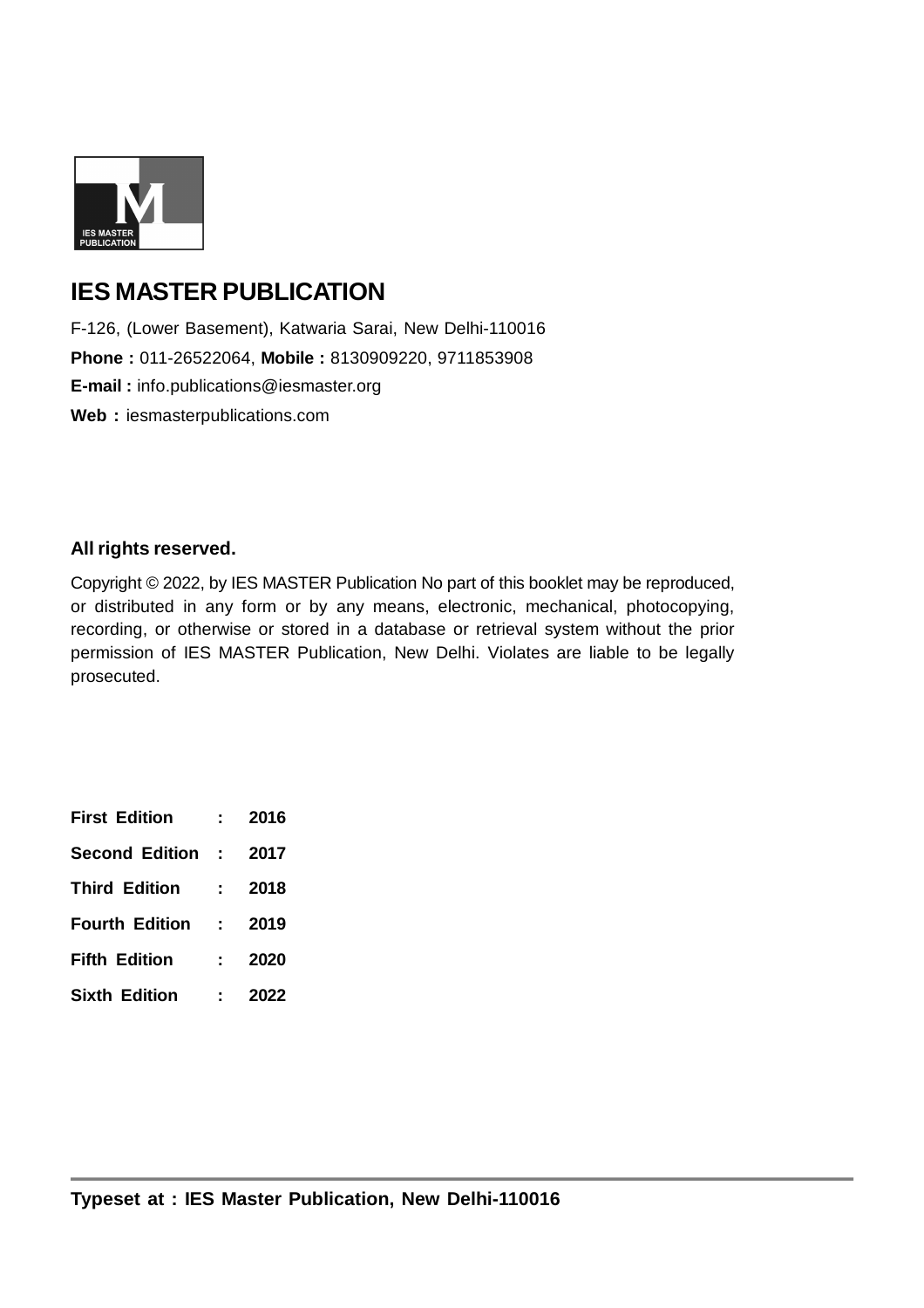# IES MASTER PUBLICATION

F-126, (Lower Basement), Katwaria Sarai, New Delhi-110016

**Phone :** 011-26522064, **Mobile :** 8130909220, 9711853908

**E-mail :** info.publications@iesmaster.org

**Web :** iesmasterpublications.com

**All rights reserved.**

Copyright © 2022, by IES MASTER Publication No part of this booklet may be reproduced, or distributed in any form or by any means, electronic, mechanical, photocopying, recording, or otherwise or stored in a database or retrieval system without the prior permission of IES MASTER Publication, New Delhi. Violates are liable to be legally prosecuted.

| | | |
|---|---|---|
| **First Edition** | **:** | **2016** |
| **Second Edition** | **:** | **2017** |
| **Third Edition** | **:** | **2018** |
| **Fourth Edition** | **:** | **2019** |
| **Fifth Edition** | **:** | **2020** |
| **Sixth Edition** | **:** | **2022** |

**Typeset at : IES Master Publication, New Delhi-110016**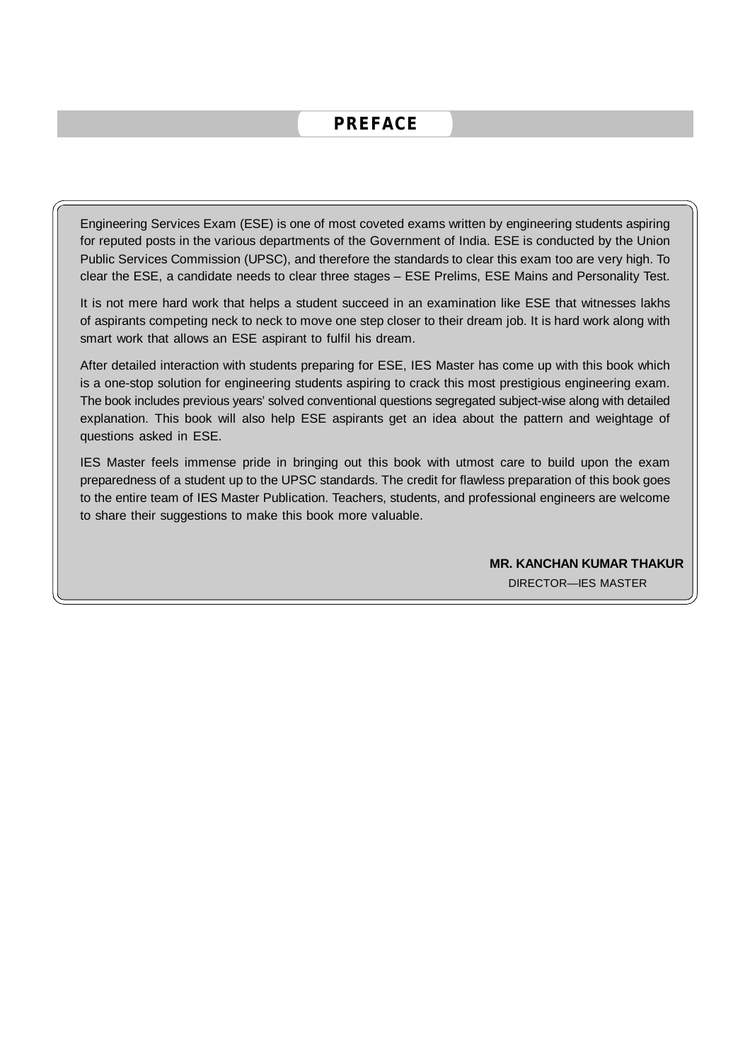# PREFACE

Engineering Services Exam (ESE) is one of most coveted exams written by engineering students aspiring for reputed posts in the various departments of the Government of India. ESE is conducted by the Union Public Services Commission (UPSC), and therefore the standards to clear this exam too are very high. To clear the ESE, a candidate needs to clear three stages – ESE Prelims, ESE Mains and Personality Test.

It is not mere hard work that helps a student succeed in an examination like ESE that witnesses lakhs of aspirants competing neck to neck to move one step closer to their dream job. It is hard work along with smart work that allows an ESE aspirant to fulfil his dream.

After detailed interaction with students preparing for ESE, IES Master has come up with this book which is a one-stop solution for engineering students aspiring to crack this most prestigious engineering exam. The book includes previous years' solved conventional questions segregated subject-wise along with detailed explanation. This book will also help ESE aspirants get an idea about the pattern and weightage of questions asked in ESE.

IES Master feels immense pride in bringing out this book with utmost care to build upon the exam preparedness of a student up to the UPSC standards. The credit for flawless preparation of this book goes to the entire team of IES Master Publication. Teachers, students, and professional engineers are welcome to share their suggestions to make this book more valuable.

**MR. KANCHAN KUMAR THAKUR**
DIRECTOR—IES MASTER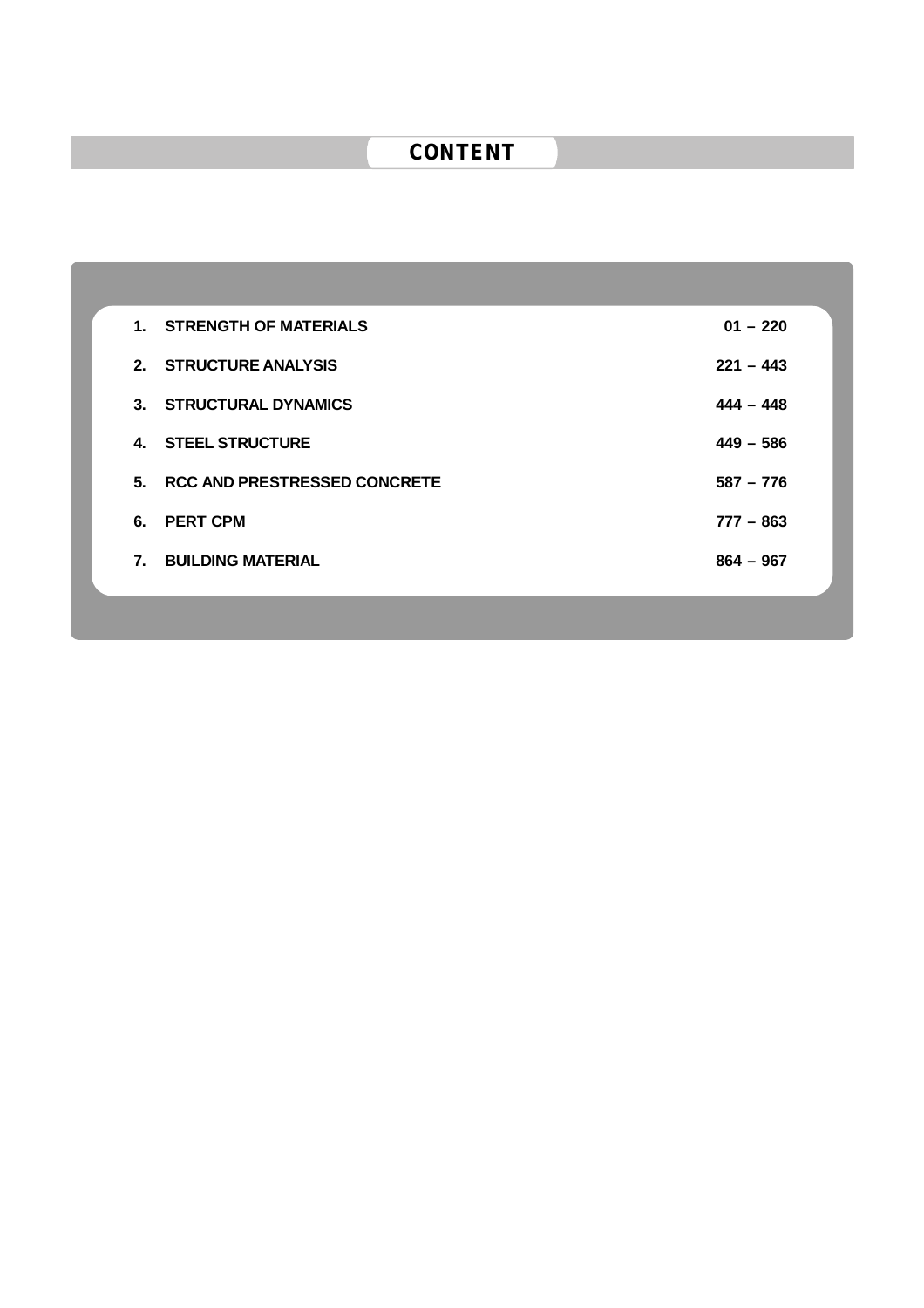# CONTENT

| | | |
|---|---|---|
| 1. | STRENGTH OF MATERIALS | 01 – 220 |
| 2. | STRUCTURE ANALYSIS | 221 – 443 |
| 3. | STRUCTURAL DYNAMICS | 444 – 448 |
| 4. | STEEL STRUCTURE | 449 – 586 |
| 5. | RCC AND PRESTRESSED CONCRETE | 587 – 776 |
| 6. | PERT CPM | 777 – 863 |
| 7. | BUILDING MATERIAL | 864 – 967 |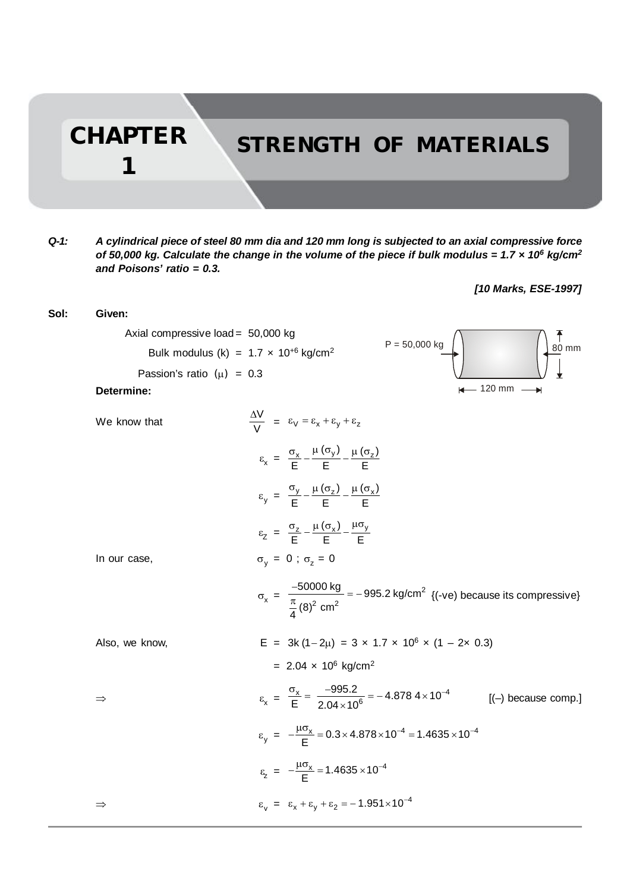# CHAPTER 1

# STRENGTH OF MATERIALS

***Q-1:*** ***A cylindrical piece of steel 80 mm dia and 120 mm long is subjected to an axial compressive force of 50,000 kg. Calculate the change in the volume of the piece if bulk modulus = 1.7 × 10⁶ kg/cm² and Poisons' ratio = 0.3.***

***[10 Marks, ESE-1997]***

**Sol:** **Given:**

Axial compressive load = 50,000 kg

Bulk modulus (k) = $1.7 \times 10^{+6}$ kg/cm²

Passion's ratio ($\mu$) = 0.3

P = 50,000 kg; 80 mm; 120 mm

**Determine:**

We know that

$$\frac{\Delta V}{V} = \varepsilon_V = \varepsilon_x + \varepsilon_y + \varepsilon_z$$

$$\varepsilon_x = \frac{\sigma_x}{E} - \frac{\mu(\sigma_y)}{E} - \frac{\mu(\sigma_z)}{E}$$

$$\varepsilon_y = \frac{\sigma_y}{E} - \frac{\mu(\sigma_z)}{E} - \frac{\mu(\sigma_x)}{E}$$

$$\varepsilon_Z = \frac{\sigma_z}{E} - \frac{\mu(\sigma_x)}{E} - \frac{\mu\sigma_y}{E}$$

In our case, $\sigma_y = 0$ ; $\sigma_z = 0$

$$\sigma_x = \frac{-50000 \text{ kg}}{\frac{\pi}{4}(8)^2 \text{ cm}^2} = -995.2 \text{ kg/cm}^2$$ {(-ve) because its compressive}

Also, we know,

$$E = 3k(1-2\mu) = 3 \times 1.7 \times 10^6 \times (1 - 2 \times 0.3)$$

$$= 2.04 \times 10^6 \text{ kg/cm}^2$$

$$\Rightarrow \quad \varepsilon_x = \frac{\sigma_x}{E} = \frac{-995.2}{2.04 \times 10^6} = -4.878\,4 \times 10^{-4}$$ [(–) because comp.]

$$\varepsilon_y = -\frac{\mu\sigma_x}{E} = 0.3 \times 4.878 \times 10^{-4} = 1.4635 \times 10^{-4}$$

$$\varepsilon_z = -\frac{\mu\sigma_x}{E} = 1.4635 \times 10^{-4}$$

$$\Rightarrow \quad \varepsilon_v = \varepsilon_x + \varepsilon_y + \varepsilon_2 = -1.951 \times 10^{-4}$$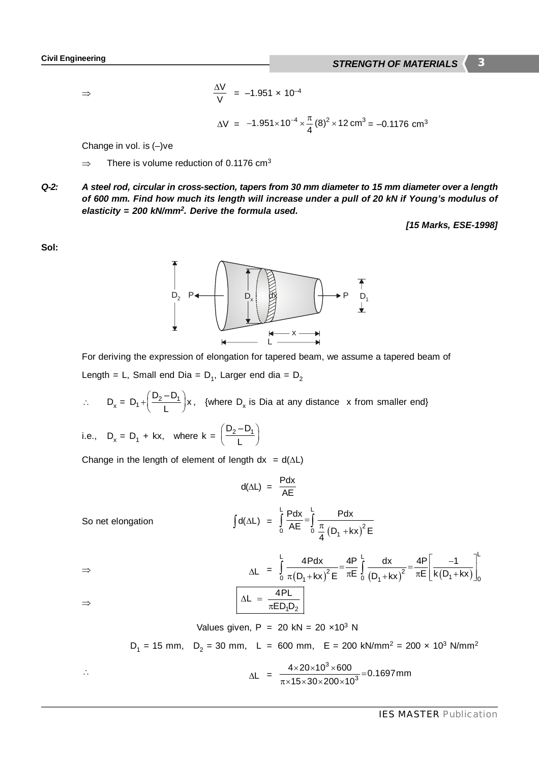$$\Rightarrow \qquad \frac{\Delta V}{V} = -1.951 \times 10^{-4}$$

$$\Delta V = -1.951 \times 10^{-4} \times \frac{\pi}{4}(8)^2 \times 12\,\text{cm}^3 = -0.1176\ \text{cm}^3$$

Change in vol. is (–)ve

$\Rightarrow$ There is volume reduction of 0.1176 $\text{cm}^3$

***Q-2:*** ***A steel rod, circular in cross-section, tapers from 30 mm diameter to 15 mm diameter over a length of 600 mm. Find how much its length will increase under a pull of 20 kN if Young's modulus of elasticity = 200 kN/mm². Derive the formula used.***

***[15 Marks, ESE-1998]***

**Sol:**

For deriving the expression of elongation for tapered beam, we assume a tapered beam of

Length = L, Small end Dia = $D_1$, Larger end dia = $D_2$

$$\therefore \quad D_x = D_1 + \left(\frac{D_2 - D_1}{L}\right)x, \quad \text{\{where } D_x \text{ is Dia at any distance } x \text{ from smaller end\}}$$

i.e., $D_x = D_1 + kx$, where $k = \left(\frac{D_2 - D_1}{L}\right)$

Change in the length of element of length dx = $d(\Delta L)$

$$d(\Delta L) = \frac{Pdx}{AE}$$

So net elongation

$$\int d(\Delta L) = \int_0^L \frac{Pdx}{AE} = \int_0^L \frac{Pdx}{\frac{\pi}{4}(D_1 + kx)^2 E}$$

$$\Rightarrow \qquad \Delta L = \int_0^L \frac{4Pdx}{\pi(D_1 + kx)^2 E} = \frac{4P}{\pi E}\int_0^L \frac{dx}{(D_1 + kx)^2} = \frac{4P}{\pi E}\left[\frac{-1}{k(D_1 + kx)}\right]_0^L$$

$$\Rightarrow \qquad \boxed{\Delta L = \frac{4PL}{\pi E D_1 D_2}}$$

Values given, $P = 20\ \text{kN} = 20 \times 10^3\ \text{N}$

$D_1 = 15$ mm, $D_2 = 30$ mm, $L = 600$ mm, $E = 200\ \text{kN/mm}^2 = 200 \times 10^3\ \text{N/mm}^2$

$$\therefore \qquad \Delta L = \frac{4 \times 20 \times 10^3 \times 600}{\pi \times 15 \times 30 \times 200 \times 10^3} = 0.1697\,\text{mm}$$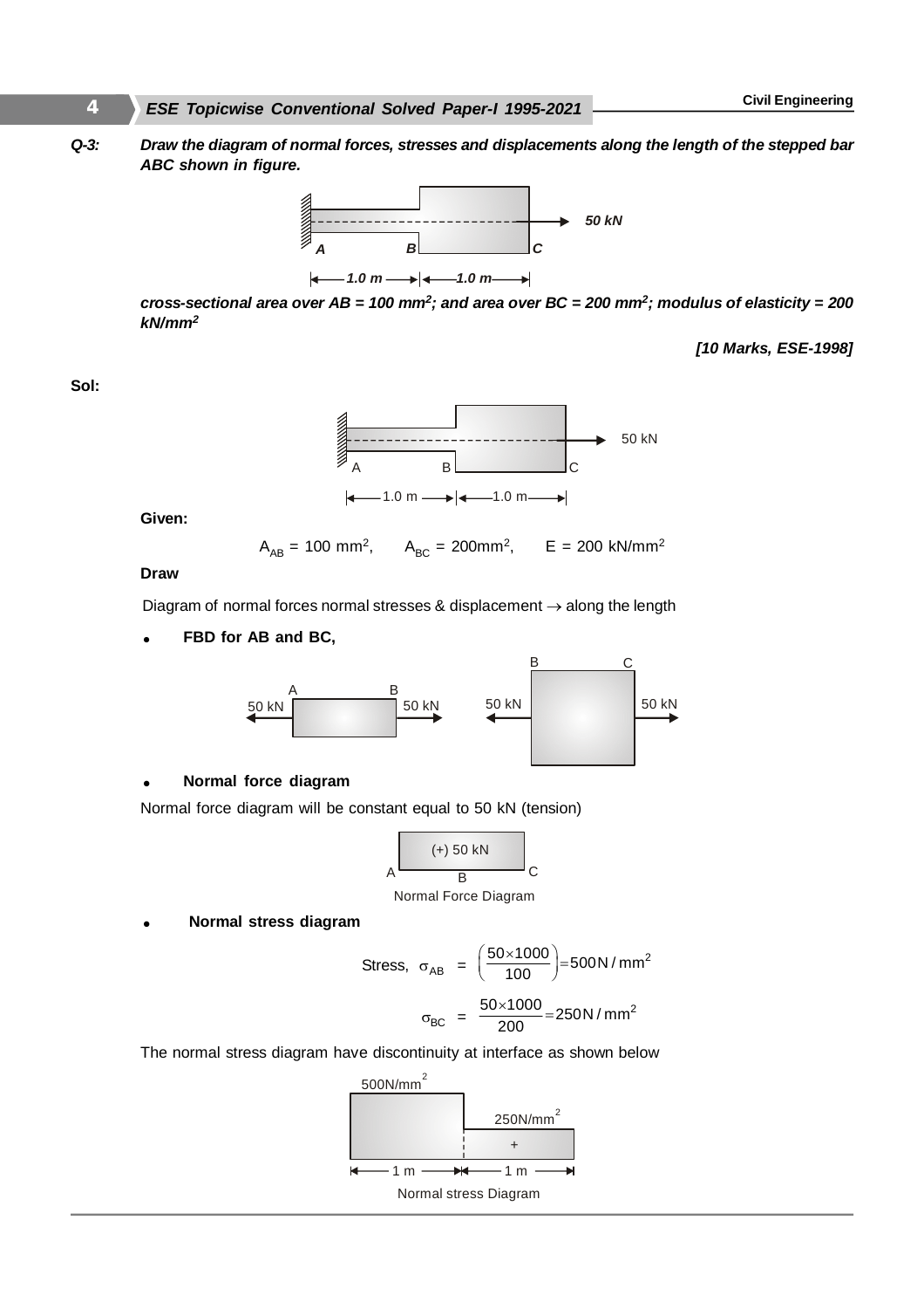**Q-3:** ***Draw the diagram of normal forces, stresses and displacements along the length of the stepped bar ABC shown in figure.***

A
B
C
50 kN
1.0 m
1.0 m

***cross-sectional area over AB = 100 mm$^2$; and area over BC = 200 mm$^2$; modulus of elasticity = 200 kN/mm$^2$***

***[10 Marks, ESE-1998]***

**Sol:**

A
B
C
50 kN
1.0 m
1.0 m

**Given:**

$$A_{AB} = 100 \text{ mm}^2, \quad A_{BC} = 200 \text{mm}^2, \quad E = 200 \text{ kN/mm}^2$$

**Draw**

Diagram of normal forces normal stresses & displacement $\rightarrow$ along the length

- **FBD for AB and BC,**

A
B
50 kN
50 kN

B
C
50 kN
50 kN

- **Normal force diagram**

Normal force diagram will be constant equal to 50 kN (tension)

(+) 50 kN
A
B
C

Normal Force Diagram

- **Normal stress diagram**

$$\text{Stress, } \sigma_{AB} = \left(\frac{50 \times 1000}{100}\right) = 500 \text{N/mm}^2$$

$$\sigma_{BC} = \frac{50 \times 1000}{200} = 250 \text{N/mm}^2$$

The normal stress diagram have discontinuity at interface as shown below

500N/mm$^2$
250N/mm$^2$
+
1 m
1 m

Normal stress Diagram